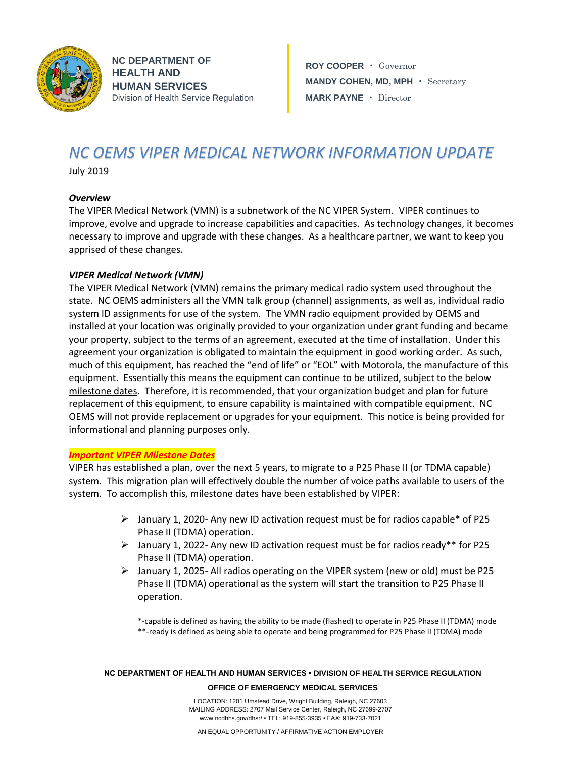**NC DEPARTMENT OF HEALTH AND HUMAN SERVICES**
Division of Health Service Regulation

**ROY COOPER** • Governor
**MANDY COHEN, MD, MPH** • Secretary
**MARK PAYNE** • Director

# *NC OEMS VIPER MEDICAL NETWORK INFORMATION UPDATE*

July 2019

### *Overview*

The VIPER Medical Network (VMN) is a subnetwork of the NC VIPER System. VIPER continues to improve, evolve and upgrade to increase capabilities and capacities. As technology changes, it becomes necessary to improve and upgrade with these changes. As a healthcare partner, we want to keep you apprised of these changes.

### *VIPER Medical Network (VMN)*

The VIPER Medical Network (VMN) remains the primary medical radio system used throughout the state. NC OEMS administers all the VMN talk group (channel) assignments, as well as, individual radio system ID assignments for use of the system. The VMN radio equipment provided by OEMS and installed at your location was originally provided to your organization under grant funding and became your property, subject to the terms of an agreement, executed at the time of installation. Under this agreement your organization is obligated to maintain the equipment in good working order. As such, much of this equipment, has reached the "end of life" or "EOL" with Motorola, the manufacture of this equipment. Essentially this means the equipment can continue to be utilized, subject to the below milestone dates. Therefore, it is recommended, that your organization budget and plan for future replacement of this equipment, to ensure capability is maintained with compatible equipment. NC OEMS will not provide replacement or upgrades for your equipment. This notice is being provided for informational and planning purposes only.

### *Important VIPER Milestone Dates*

VIPER has established a plan, over the next 5 years, to migrate to a P25 Phase II (or TDMA capable) system. This migration plan will effectively double the number of voice paths available to users of the system. To accomplish this, milestone dates have been established by VIPER:

- January 1, 2020- Any new ID activation request must be for radios capable* of P25 Phase II (TDMA) operation.
- January 1, 2022- Any new ID activation request must be for radios ready** for P25 Phase II (TDMA) operation.
- January 1, 2025- All radios operating on the VIPER system (new or old) must be P25 Phase II (TDMA) operational as the system will start the transition to P25 Phase II operation.

*-capable is defined as having the ability to be made (flashed) to operate in P25 Phase II (TDMA) mode
**-ready is defined as being able to operate and being programmed for P25 Phase II (TDMA) mode

**NC DEPARTMENT OF HEALTH AND HUMAN SERVICES • DIVISION OF HEALTH SERVICE REGULATION**

**OFFICE OF EMERGENCY MEDICAL SERVICES**

LOCATION: 1201 Umstead Drive, Wright Building, Raleigh, NC 27603
MAILING ADDRESS: 2707 Mail Service Center, Raleigh, NC 27699-2707
www.ncdhhs.gov/dhsr/ • TEL: 919-855-3935 • FAX: 919-733-7021

AN EQUAL OPPORTUNITY / AFFIRMATIVE ACTION EMPLOYER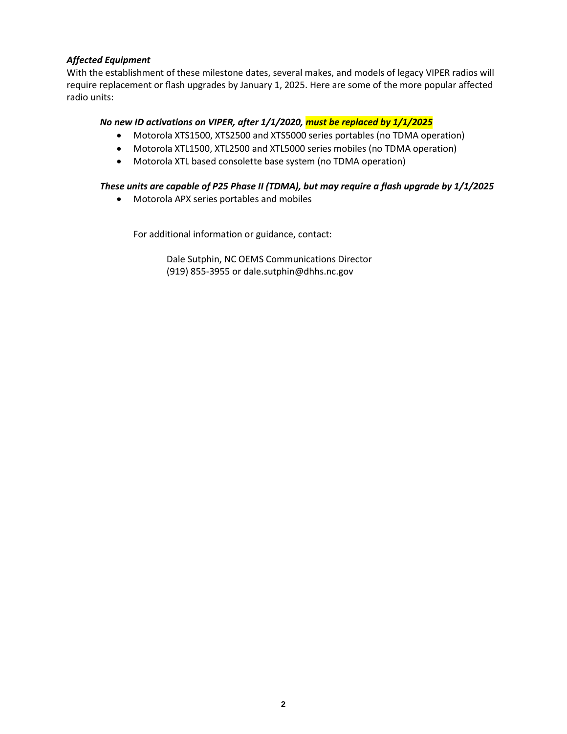*Affected Equipment*

With the establishment of these milestone dates, several makes, and models of legacy VIPER radios will require replacement or flash upgrades by January 1, 2025. Here are some of the more popular affected radio units:

***No new ID activations on VIPER, after 1/1/2020, must be replaced by 1/1/2025***

- Motorola XTS1500, XTS2500 and XTS5000 series portables (no TDMA operation)
- Motorola XTL1500, XTL2500 and XTL5000 series mobiles (no TDMA operation)
- Motorola XTL based consolette base system (no TDMA operation)

***These units are capable of P25 Phase II (TDMA), but may require a flash upgrade by 1/1/2025***

- Motorola APX series portables and mobiles

For additional information or guidance, contact:

Dale Sutphin, NC OEMS Communications Director
(919) 855-3955 or dale.sutphin@dhhs.nc.gov